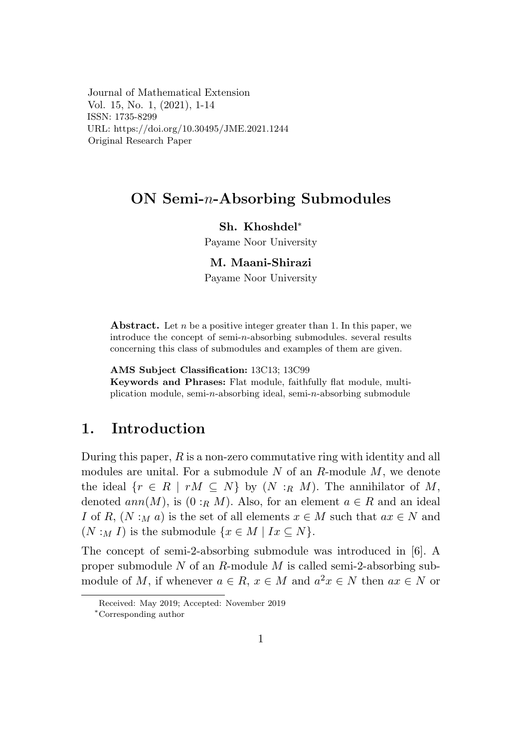Journal of Mathematical Extension
Vol. 15, No. 1, (2021), 1-14
ISSN: 1735-8299
URL: https://doi.org/10.30495/JME.2021.1244
Original Research Paper

# ON Semi-$n$-Absorbing Submodules

**Sh. Khoshdel***
Payame Noor University

**M. Maani-Shirazi**
Payame Noor University

**Abstract.** Let $n$ be a positive integer greater than 1. In this paper, we introduce the concept of semi-$n$-absorbing submodules. several results concerning this class of submodules and examples of them are given.

**AMS Subject Classification:** 13C13; 13C99
**Keywords and Phrases:** Flat module, faithfully flat module, multiplication module, semi-$n$-absorbing ideal, semi-$n$-absorbing submodule

## 1. Introduction

During this paper, $R$ is a non-zero commutative ring with identity and all modules are unital. For a submodule $N$ of an $R$-module $M$, we denote the ideal $\{r \in R \mid rM \subseteq N\}$ by $(N :_R M)$. The annihilator of $M$, denoted $ann(M)$, is $(0 :_R M)$. Also, for an element $a \in R$ and an ideal $I$ of $R$, $(N :_M a)$ is the set of all elements $x \in M$ such that $ax \in N$ and $(N :_M I)$ is the submodule $\{x \in M \mid Ix \subseteq N\}$.

The concept of semi-2-absorbing submodule was introduced in [6]. A proper submodule $N$ of an $R$-module $M$ is called semi-2-absorbing submodule of $M$, if whenever $a \in R$, $x \in M$ and $a^2x \in N$ then $ax \in N$ or

Received: May 2019; Accepted: November 2019
*Corresponding author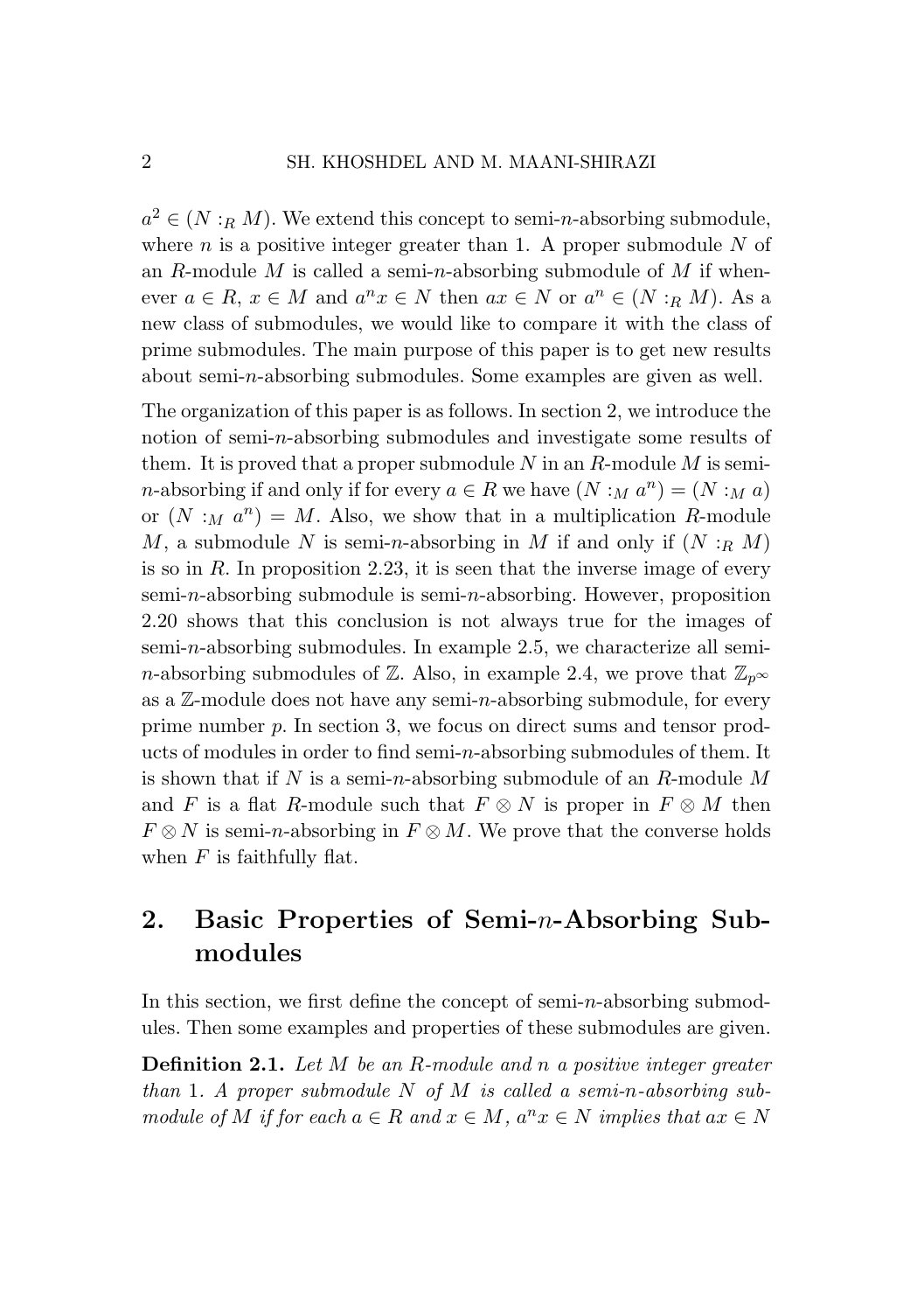$a^2 \in (N :_R M)$. We extend this concept to semi-$n$-absorbing submodule, where $n$ is a positive integer greater than 1. A proper submodule $N$ of an $R$-module $M$ is called a semi-$n$-absorbing submodule of $M$ if whenever $a \in R$, $x \in M$ and $a^n x \in N$ then $ax \in N$ or $a^n \in (N :_R M)$. As a new class of submodules, we would like to compare it with the class of prime submodules. The main purpose of this paper is to get new results about semi-$n$-absorbing submodules. Some examples are given as well.

The organization of this paper is as follows. In section 2, we introduce the notion of semi-$n$-absorbing submodules and investigate some results of them. It is proved that a proper submodule $N$ in an $R$-module $M$ is semi-$n$-absorbing if and only if for every $a \in R$ we have $(N :_M a^n) = (N :_M a)$ or $(N :_M a^n) = M$. Also, we show that in a multiplication $R$-module $M$, a submodule $N$ is semi-$n$-absorbing in $M$ if and only if $(N :_R M)$ is so in $R$. In proposition 2.23, it is seen that the inverse image of every semi-$n$-absorbing submodule is semi-$n$-absorbing. However, proposition 2.20 shows that this conclusion is not always true for the images of semi-$n$-absorbing submodules. In example 2.5, we characterize all semi-$n$-absorbing submodules of $\mathbb{Z}$. Also, in example 2.4, we prove that $\mathbb{Z}_{p^\infty}$ as a $\mathbb{Z}$-module does not have any semi-$n$-absorbing submodule, for every prime number $p$. In section 3, we focus on direct sums and tensor products of modules in order to find semi-$n$-absorbing submodules of them. It is shown that if $N$ is a semi-$n$-absorbing submodule of an $R$-module $M$ and $F$ is a flat $R$-module such that $F \otimes N$ is proper in $F \otimes M$ then $F \otimes N$ is semi-$n$-absorbing in $F \otimes M$. We prove that the converse holds when $F$ is faithfully flat.

## 2. Basic Properties of Semi-$n$-Absorbing Submodules

In this section, we first define the concept of semi-$n$-absorbing submodules. Then some examples and properties of these submodules are given.

**Definition 2.1.** *Let $M$ be an $R$-module and $n$ a positive integer greater than 1. A proper submodule $N$ of $M$ is called a semi-$n$-absorbing submodule of $M$ if for each $a \in R$ and $x \in M$, $a^n x \in N$ implies that $ax \in N$*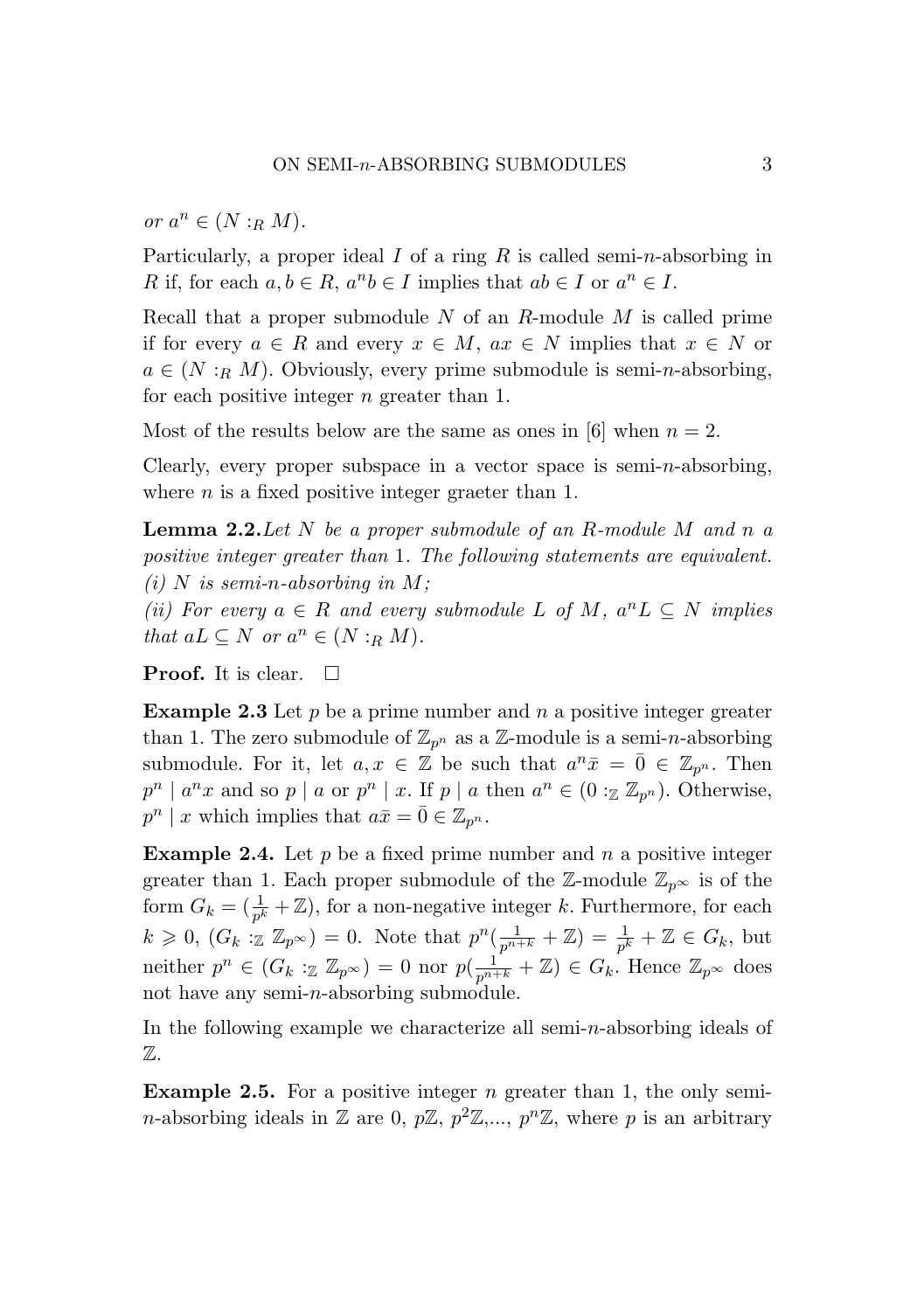*or* $a^n \in (N :_R M)$.

Particularly, a proper ideal $I$ of a ring $R$ is called semi-$n$-absorbing in $R$ if, for each $a, b \in R$, $a^n b \in I$ implies that $ab \in I$ or $a^n \in I$.

Recall that a proper submodule $N$ of an $R$-module $M$ is called prime if for every $a \in R$ and every $x \in M$, $ax \in N$ implies that $x \in N$ or $a \in (N :_R M)$. Obviously, every prime submodule is semi-$n$-absorbing, for each positive integer $n$ greater than 1.

Most of the results below are the same as ones in [6] when $n = 2$.

Clearly, every proper subspace in a vector space is semi-$n$-absorbing, where $n$ is a fixed positive integer graeter than 1.

**Lemma 2.2.** *Let $N$ be a proper submodule of an $R$-module $M$ and $n$ a positive integer greater than* 1*. The following statements are equivalent.*
*(i) $N$ is semi-$n$-absorbing in $M$;*
*(ii) For every $a \in R$ and every submodule $L$ of $M$, $a^n L \subseteq N$ implies that $aL \subseteq N$ or $a^n \in (N :_R M)$.*

**Proof.** It is clear. □

**Example 2.3** Let $p$ be a prime number and $n$ a positive integer greater than 1. The zero submodule of $\mathbb{Z}_{p^n}$ as a $\mathbb{Z}$-module is a semi-$n$-absorbing submodule. For it, let $a, x \in \mathbb{Z}$ be such that $a^n \bar{x} = \bar{0} \in \mathbb{Z}_{p^n}$. Then $p^n \mid a^n x$ and so $p \mid a$ or $p^n \mid x$. If $p \mid a$ then $a^n \in (0 :_{\mathbb{Z}} \mathbb{Z}_{p^n})$. Otherwise, $p^n \mid x$ which implies that $a\bar{x} = \bar{0} \in \mathbb{Z}_{p^n}$.

**Example 2.4.** Let $p$ be a fixed prime number and $n$ a positive integer greater than 1. Each proper submodule of the $\mathbb{Z}$-module $\mathbb{Z}_{p^\infty}$ is of the form $G_k = (\frac{1}{p^k} + \mathbb{Z})$, for a non-negative integer $k$. Furthermore, for each $k \geqslant 0$, $(G_k :_{\mathbb{Z}} \mathbb{Z}_{p^\infty}) = 0$. Note that $p^n(\frac{1}{p^{n+k}} + \mathbb{Z}) = \frac{1}{p^k} + \mathbb{Z} \in G_k$, but neither $p^n \in (G_k :_{\mathbb{Z}} \mathbb{Z}_{p^\infty}) = 0$ nor $p(\frac{1}{p^{n+k}} + \mathbb{Z}) \in G_k$. Hence $\mathbb{Z}_{p^\infty}$ does not have any semi-$n$-absorbing submodule.

In the following example we characterize all semi-$n$-absorbing ideals of $\mathbb{Z}$.

**Example 2.5.** For a positive integer $n$ greater than 1, the only semi-$n$-absorbing ideals in $\mathbb{Z}$ are 0, $p\mathbb{Z}$, $p^2\mathbb{Z}$,..., $p^n\mathbb{Z}$, where $p$ is an arbitrary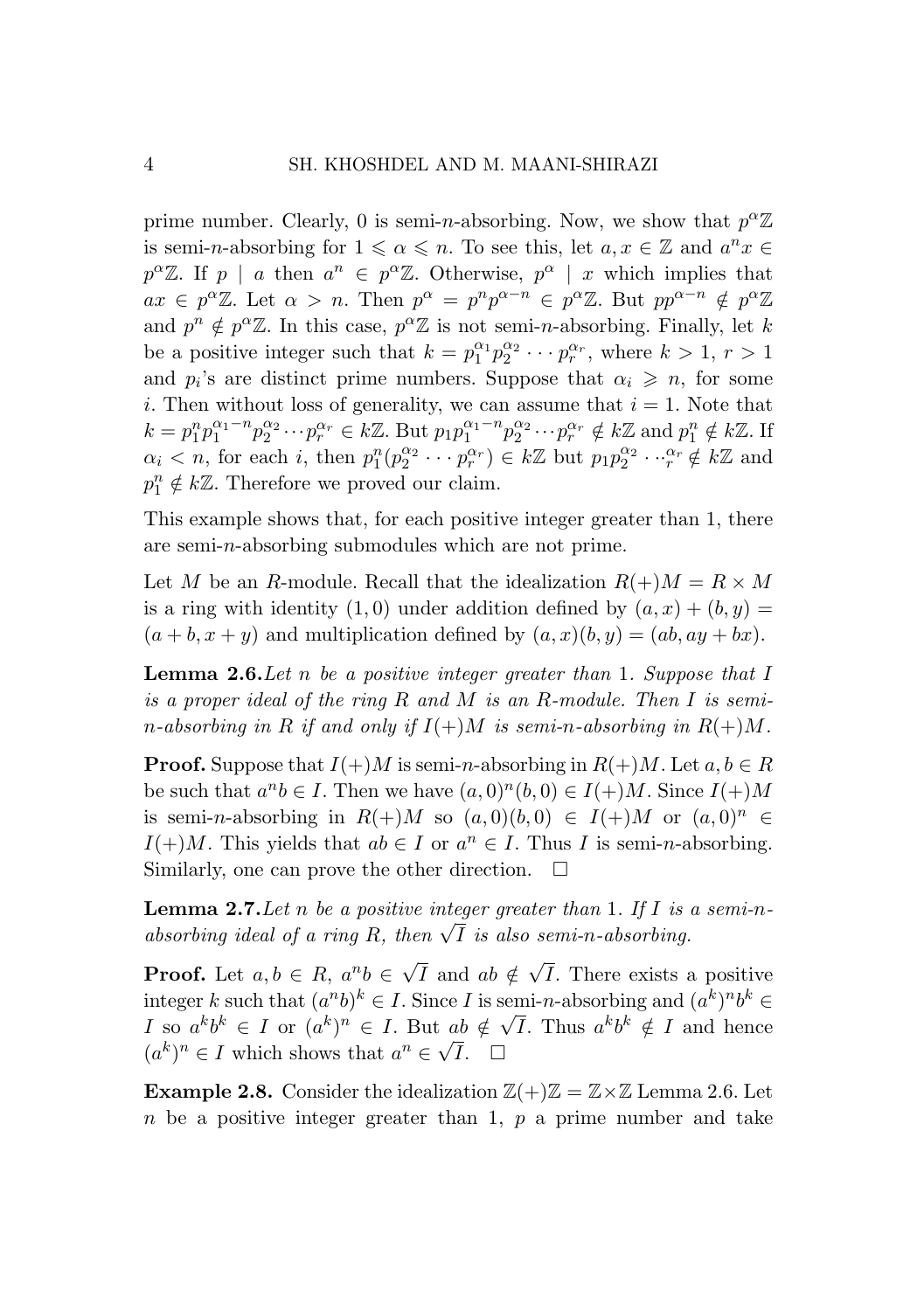prime number. Clearly, 0 is semi-$n$-absorbing. Now, we show that $p^\alpha\mathbb{Z}$ is semi-$n$-absorbing for $1 \leqslant \alpha \leqslant n$. To see this, let $a, x \in \mathbb{Z}$ and $a^n x \in p^\alpha\mathbb{Z}$. If $p \mid a$ then $a^n \in p^\alpha\mathbb{Z}$. Otherwise, $p^\alpha \mid x$ which implies that $ax \in p^\alpha\mathbb{Z}$. Let $\alpha > n$. Then $p^\alpha = p^n p^{\alpha-n} \in p^\alpha\mathbb{Z}$. But $pp^{\alpha-n} \notin p^\alpha\mathbb{Z}$ and $p^n \notin p^\alpha\mathbb{Z}$. In this case, $p^\alpha\mathbb{Z}$ is not semi-$n$-absorbing. Finally, let $k$ be a positive integer such that $k = p_1^{\alpha_1} p_2^{\alpha_2} \cdots p_r^{\alpha_r}$, where $k > 1$, $r > 1$ and $p_i$'s are distinct prime numbers. Suppose that $\alpha_i \geqslant n$, for some $i$. Then without loss of generality, we can assume that $i = 1$. Note that $k = p_1^n p_1^{\alpha_1-n} p_2^{\alpha_2} \cdots p_r^{\alpha_r} \in k\mathbb{Z}$. But $p_1 p_1^{\alpha_1-n} p_2^{\alpha_2} \cdots p_r^{\alpha_r} \notin k\mathbb{Z}$ and $p_1^n \notin k\mathbb{Z}$. If $\alpha_i < n$, for each $i$, then $p_1^n (p_2^{\alpha_2} \cdots p_r^{\alpha_r}) \in k\mathbb{Z}$ but $p_1 p_2^{\alpha_2} \cdots {}_r^{\alpha_r} \notin k\mathbb{Z}$ and $p_1^n \notin k\mathbb{Z}$. Therefore we proved our claim.

This example shows that, for each positive integer greater than 1, there are semi-$n$-absorbing submodules which are not prime.

Let $M$ be an $R$-module. Recall that the idealization $R(+)M = R \times M$ is a ring with identity $(1, 0)$ under addition defined by $(a, x) + (b, y) = (a + b, x + y)$ and multiplication defined by $(a, x)(b, y) = (ab, ay + bx)$.

**Lemma 2.6.** *Let $n$ be a positive integer greater than 1. Suppose that $I$ is a proper ideal of the ring $R$ and $M$ is an $R$-module. Then $I$ is semi-$n$-absorbing in $R$ if and only if $I(+)M$ is semi-$n$-absorbing in $R(+)M$.*

**Proof.** Suppose that $I(+)M$ is semi-$n$-absorbing in $R(+)M$. Let $a, b \in R$ be such that $a^n b \in I$. Then we have $(a, 0)^n (b, 0) \in I(+)M$. Since $I(+)M$ is semi-$n$-absorbing in $R(+)M$ so $(a, 0)(b, 0) \in I(+)M$ or $(a, 0)^n \in I(+)M$. This yields that $ab \in I$ or $a^n \in I$. Thus $I$ is semi-$n$-absorbing. Similarly, one can prove the other direction. $\square$

**Lemma 2.7.** *Let $n$ be a positive integer greater than 1. If $I$ is a semi-$n$-absorbing ideal of a ring $R$, then $\sqrt{I}$ is also semi-$n$-absorbing.*

**Proof.** Let $a, b \in R$, $a^n b \in \sqrt{I}$ and $ab \notin \sqrt{I}$. There exists a positive integer $k$ such that $(a^n b)^k \in I$. Since $I$ is semi-$n$-absorbing and $(a^k)^n b^k \in I$ so $a^k b^k \in I$ or $(a^k)^n \in I$. But $ab \notin \sqrt{I}$. Thus $a^k b^k \notin I$ and hence $(a^k)^n \in I$ which shows that $a^n \in \sqrt{I}$. $\square$

**Example 2.8.** Consider the idealization $\mathbb{Z}(+)\mathbb{Z} = \mathbb{Z} \times \mathbb{Z}$ Lemma 2.6. Let $n$ be a positive integer greater than 1, $p$ a prime number and take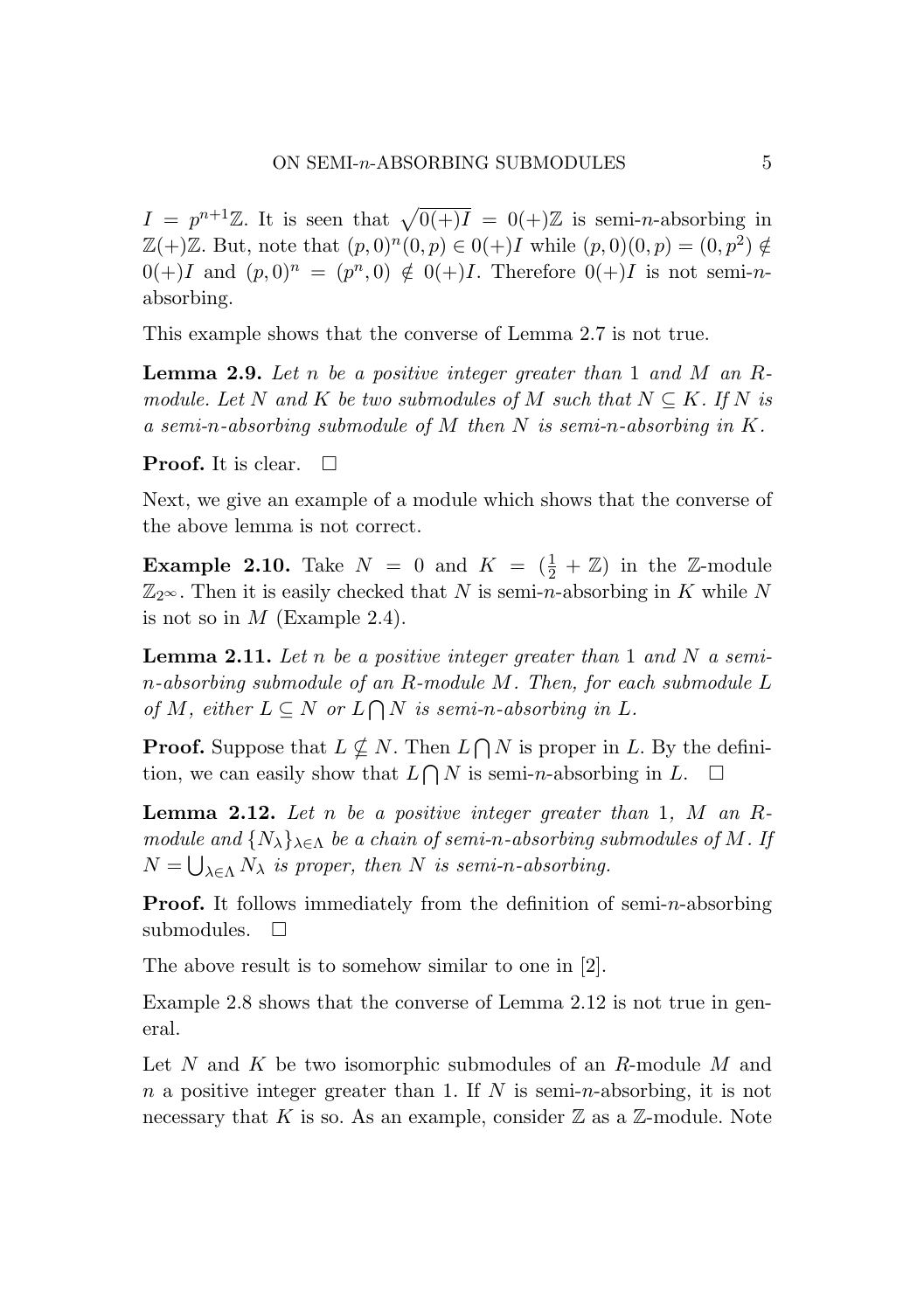$I = p^{n+1}\mathbb{Z}$. It is seen that $\sqrt{0(+)I} = 0(+)\mathbb{Z}$ is semi-$n$-absorbing in $\mathbb{Z}(+)\mathbb{Z}$. But, note that $(p,0)^n(0,p) \in 0(+)I$ while $(p,0)(0,p) = (0,p^2) \notin 0(+)I$ and $(p,0)^n = (p^n,0) \notin 0(+)I$. Therefore $0(+)I$ is not semi-$n$-absorbing.

This example shows that the converse of Lemma 2.7 is not true.

**Lemma 2.9.** *Let $n$ be a positive integer greater than 1 and $M$ an $R$-module. Let $N$ and $K$ be two submodules of $M$ such that $N \subseteq K$. If $N$ is a semi-n-absorbing submodule of $M$ then $N$ is semi-n-absorbing in $K$.*

**Proof.** It is clear. □

Next, we give an example of a module which shows that the converse of the above lemma is not correct.

**Example 2.10.** Take $N = 0$ and $K = (\frac{1}{2} + \mathbb{Z})$ in the $\mathbb{Z}$-module $\mathbb{Z}_{2^\infty}$. Then it is easily checked that $N$ is semi-$n$-absorbing in $K$ while $N$ is not so in $M$ (Example 2.4).

**Lemma 2.11.** *Let $n$ be a positive integer greater than 1 and $N$ a semi-$n$-absorbing submodule of an $R$-module $M$. Then, for each submodule $L$ of $M$, either $L \subseteq N$ or $L \bigcap N$ is semi-n-absorbing in $L$.*

**Proof.** Suppose that $L \nsubseteq N$. Then $L \bigcap N$ is proper in $L$. By the definition, we can easily show that $L \bigcap N$ is semi-$n$-absorbing in $L$. □

**Lemma 2.12.** *Let $n$ be a positive integer greater than 1, $M$ an $R$-module and $\{N_\lambda\}_{\lambda\in\Lambda}$ be a chain of semi-n-absorbing submodules of $M$. If $N = \bigcup_{\lambda\in\Lambda} N_\lambda$ is proper, then $N$ is semi-n-absorbing.*

**Proof.** It follows immediately from the definition of semi-$n$-absorbing submodules. □

The above result is to somehow similar to one in [2].

Example 2.8 shows that the converse of Lemma 2.12 is not true in general.

Let $N$ and $K$ be two isomorphic submodules of an $R$-module $M$ and $n$ a positive integer greater than 1. If $N$ is semi-$n$-absorbing, it is not necessary that $K$ is so. As an example, consider $\mathbb{Z}$ as a $\mathbb{Z}$-module. Note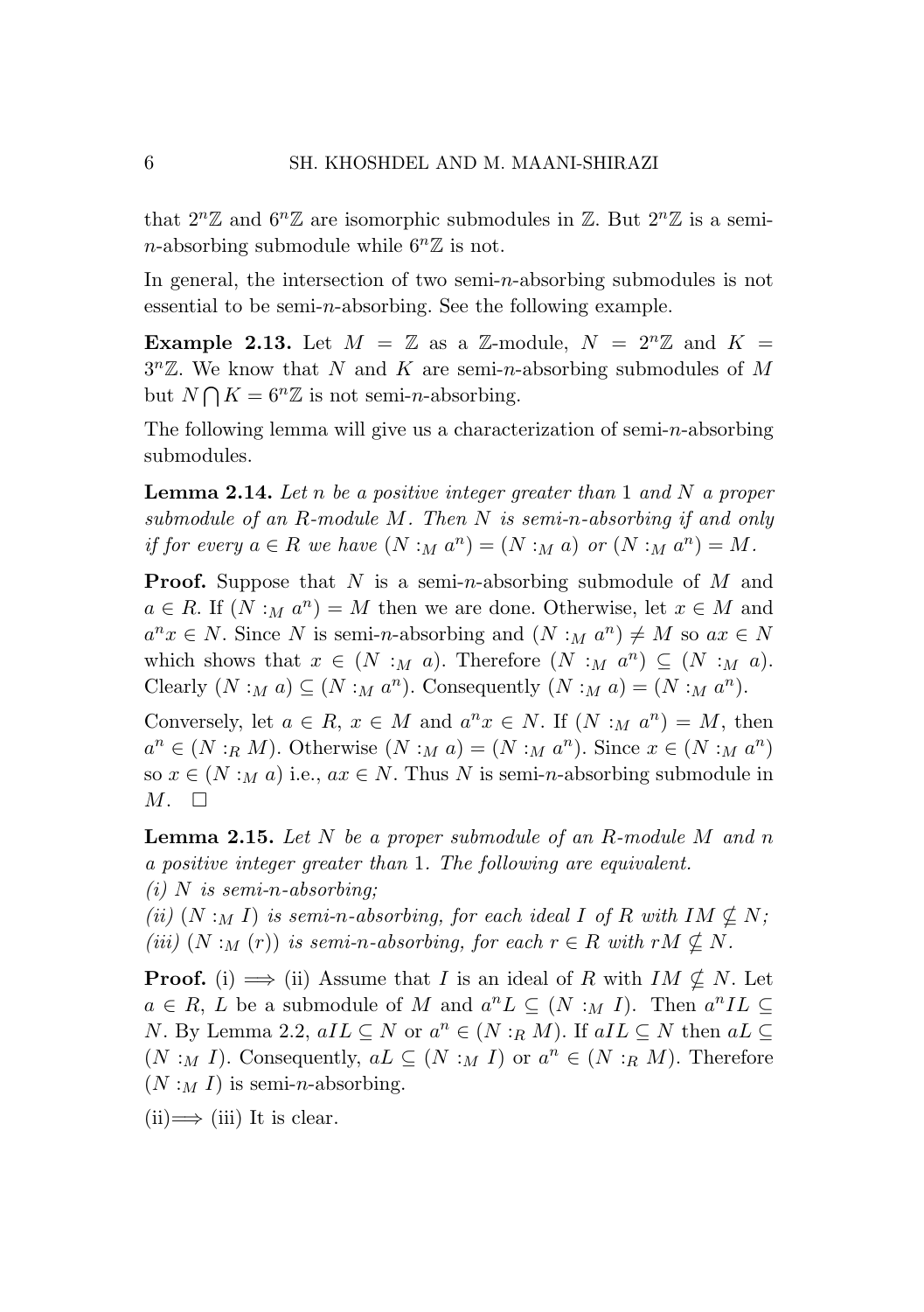that $2^n\mathbb{Z}$ and $6^n\mathbb{Z}$ are isomorphic submodules in $\mathbb{Z}$. But $2^n\mathbb{Z}$ is a semi-$n$-absorbing submodule while $6^n\mathbb{Z}$ is not.

In general, the intersection of two semi-$n$-absorbing submodules is not essential to be semi-$n$-absorbing. See the following example.

**Example 2.13.** Let $M = \mathbb{Z}$ as a $\mathbb{Z}$-module, $N = 2^n\mathbb{Z}$ and $K = 3^n\mathbb{Z}$. We know that $N$ and $K$ are semi-$n$-absorbing submodules of $M$ but $N \bigcap K = 6^n\mathbb{Z}$ is not semi-$n$-absorbing.

The following lemma will give us a characterization of semi-$n$-absorbing submodules.

**Lemma 2.14.** *Let $n$ be a positive integer greater than 1 and $N$ a proper submodule of an $R$-module $M$. Then $N$ is semi-$n$-absorbing if and only if for every $a \in R$ we have $(N :_M a^n) = (N :_M a)$ or $(N :_M a^n) = M$.*

**Proof.** Suppose that $N$ is a semi-$n$-absorbing submodule of $M$ and $a \in R$. If $(N :_M a^n) = M$ then we are done. Otherwise, let $x \in M$ and $a^n x \in N$. Since $N$ is semi-$n$-absorbing and $(N :_M a^n) \neq M$ so $ax \in N$ which shows that $x \in (N :_M a)$. Therefore $(N :_M a^n) \subseteq (N :_M a)$. Clearly $(N :_M a) \subseteq (N :_M a^n)$. Consequently $(N :_M a) = (N :_M a^n)$.

Conversely, let $a \in R$, $x \in M$ and $a^n x \in N$. If $(N :_M a^n) = M$, then $a^n \in (N :_R M)$. Otherwise $(N :_M a) = (N :_M a^n)$. Since $x \in (N :_M a^n)$ so $x \in (N :_M a)$ i.e., $ax \in N$. Thus $N$ is semi-$n$-absorbing submodule in $M$. $\square$

**Lemma 2.15.** *Let $N$ be a proper submodule of an $R$-module $M$ and $n$ a positive integer greater than 1. The following are equivalent.*
*(i) $N$ is semi-$n$-absorbing;*
*(ii) $(N :_M I)$ is semi-$n$-absorbing, for each ideal $I$ of $R$ with $IM \nsubseteq N$;*
*(iii) $(N :_M (r))$ is semi-$n$-absorbing, for each $r \in R$ with $rM \nsubseteq N$.*

**Proof.** (i) $\Longrightarrow$ (ii) Assume that $I$ is an ideal of $R$ with $IM \nsubseteq N$. Let $a \in R$, $L$ be a submodule of $M$ and $a^n L \subseteq (N :_M I)$. Then $a^n IL \subseteq N$. By Lemma 2.2, $aIL \subseteq N$ or $a^n \in (N :_R M)$. If $aIL \subseteq N$ then $aL \subseteq (N :_M I)$. Consequently, $aL \subseteq (N :_M I)$ or $a^n \in (N :_R M)$. Therefore $(N :_M I)$ is semi-$n$-absorbing.

(ii)$\Longrightarrow$ (iii) It is clear.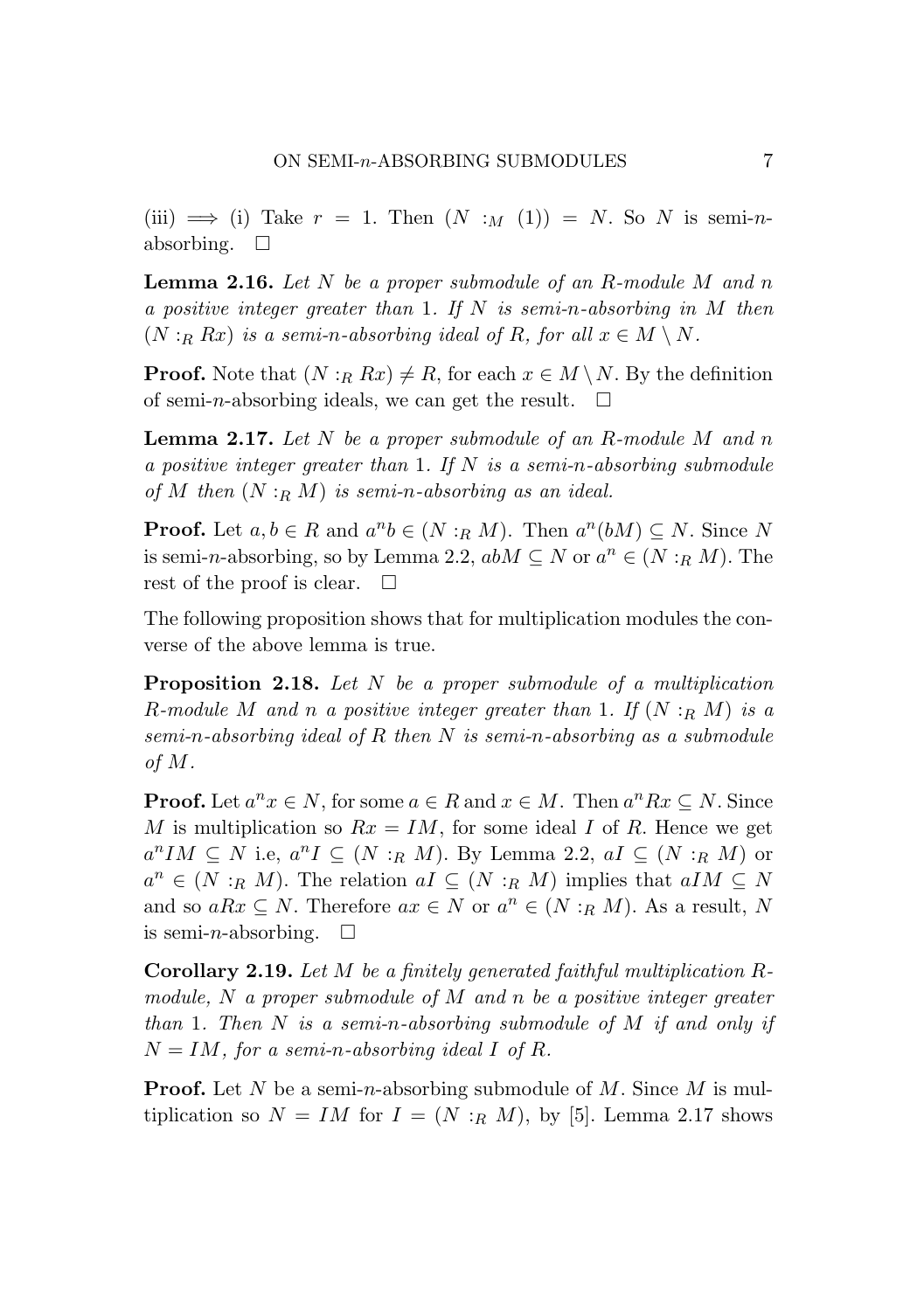(iii) $\Longrightarrow$ (i) Take $r = 1$. Then $(N :_M (1)) = N$. So $N$ is semi-$n$-absorbing. $\square$

**Lemma 2.16.** *Let $N$ be a proper submodule of an $R$-module $M$ and $n$ a positive integer greater than 1. If $N$ is semi-$n$-absorbing in $M$ then $(N :_R Rx)$ is a semi-$n$-absorbing ideal of $R$, for all $x \in M \setminus N$.*

**Proof.** Note that $(N :_R Rx) \neq R$, for each $x \in M \setminus N$. By the definition of semi-$n$-absorbing ideals, we can get the result. $\square$

**Lemma 2.17.** *Let $N$ be a proper submodule of an $R$-module $M$ and $n$ a positive integer greater than 1. If $N$ is a semi-$n$-absorbing submodule of $M$ then $(N :_R M)$ is semi-$n$-absorbing as an ideal.*

**Proof.** Let $a, b \in R$ and $a^n b \in (N :_R M)$. Then $a^n(bM) \subseteq N$. Since $N$ is semi-$n$-absorbing, so by Lemma 2.2, $abM \subseteq N$ or $a^n \in (N :_R M)$. The rest of the proof is clear. $\square$

The following proposition shows that for multiplication modules the converse of the above lemma is true.

**Proposition 2.18.** *Let $N$ be a proper submodule of a multiplication $R$-module $M$ and $n$ a positive integer greater than 1. If $(N :_R M)$ is a semi-$n$-absorbing ideal of $R$ then $N$ is semi-$n$-absorbing as a submodule of $M$.*

**Proof.** Let $a^n x \in N$, for some $a \in R$ and $x \in M$. Then $a^n Rx \subseteq N$. Since $M$ is multiplication so $Rx = IM$, for some ideal $I$ of $R$. Hence we get $a^n IM \subseteq N$ i.e, $a^n I \subseteq (N :_R M)$. By Lemma 2.2, $aI \subseteq (N :_R M)$ or $a^n \in (N :_R M)$. The relation $aI \subseteq (N :_R M)$ implies that $aIM \subseteq N$ and so $aRx \subseteq N$. Therefore $ax \in N$ or $a^n \in (N :_R M)$. As a result, $N$ is semi-$n$-absorbing. $\square$

**Corollary 2.19.** *Let $M$ be a finitely generated faithful multiplication $R$-module, $N$ a proper submodule of $M$ and $n$ be a positive integer greater than 1. Then $N$ is a semi-$n$-absorbing submodule of $M$ if and only if $N = IM$, for a semi-$n$-absorbing ideal $I$ of $R$.*

**Proof.** Let $N$ be a semi-$n$-absorbing submodule of $M$. Since $M$ is multiplication so $N = IM$ for $I = (N :_R M)$, by [5]. Lemma 2.17 shows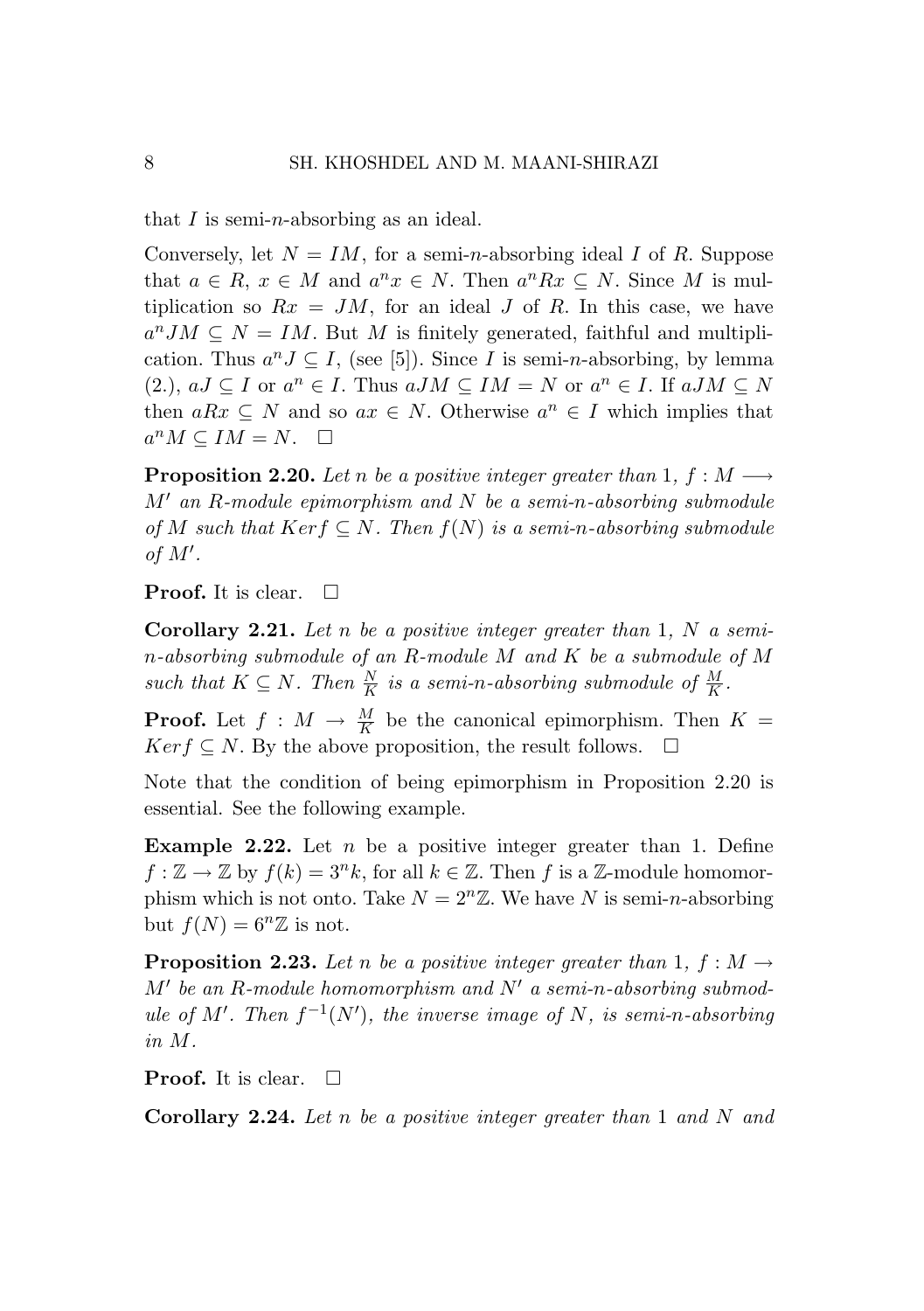that $I$ is semi-$n$-absorbing as an ideal.

Conversely, let $N = IM$, for a semi-$n$-absorbing ideal $I$ of $R$. Suppose that $a \in R$, $x \in M$ and $a^n x \in N$. Then $a^n Rx \subseteq N$. Since $M$ is multiplication so $Rx = JM$, for an ideal $J$ of $R$. In this case, we have $a^n JM \subseteq N = IM$. But $M$ is finitely generated, faithful and multiplication. Thus $a^n J \subseteq I$, (see [5]). Since $I$ is semi-$n$-absorbing, by lemma (2.), $aJ \subseteq I$ or $a^n \in I$. Thus $aJM \subseteq IM = N$ or $a^n \in I$. If $aJM \subseteq N$ then $aRx \subseteq N$ and so $ax \in N$. Otherwise $a^n \in I$ which implies that $a^n M \subseteq IM = N$. $\square$

**Proposition 2.20.** *Let $n$ be a positive integer greater than 1, $f : M \longrightarrow M'$ an $R$-module epimorphism and $N$ be a semi-$n$-absorbing submodule of $M$ such that $Kerf \subseteq N$. Then $f(N)$ is a semi-$n$-absorbing submodule of $M'$.*

**Proof.** It is clear. $\square$

**Corollary 2.21.** *Let $n$ be a positive integer greater than 1, $N$ a semi-$n$-absorbing submodule of an $R$-module $M$ and $K$ be a submodule of $M$ such that $K \subseteq N$. Then $\frac{N}{K}$ is a semi-$n$-absorbing submodule of $\frac{M}{K}$.*

**Proof.** Let $f : M \to \frac{M}{K}$ be the canonical epimorphism. Then $K = Kerf \subseteq N$. By the above proposition, the result follows. $\square$

Note that the condition of being epimorphism in Proposition 2.20 is essential. See the following example.

**Example 2.22.** Let $n$ be a positive integer greater than 1. Define $f : \mathbb{Z} \to \mathbb{Z}$ by $f(k) = 3^n k$, for all $k \in \mathbb{Z}$. Then $f$ is a $\mathbb{Z}$-module homomorphism which is not onto. Take $N = 2^n\mathbb{Z}$. We have $N$ is semi-$n$-absorbing but $f(N) = 6^n\mathbb{Z}$ is not.

**Proposition 2.23.** *Let $n$ be a positive integer greater than 1, $f : M \to M'$ be an $R$-module homomorphism and $N'$ a semi-$n$-absorbing submodule of $M'$. Then $f^{-1}(N')$, the inverse image of $N$, is semi-$n$-absorbing in $M$.*

**Proof.** It is clear. $\square$

**Corollary 2.24.** *Let $n$ be a positive integer greater than 1 and $N$ and*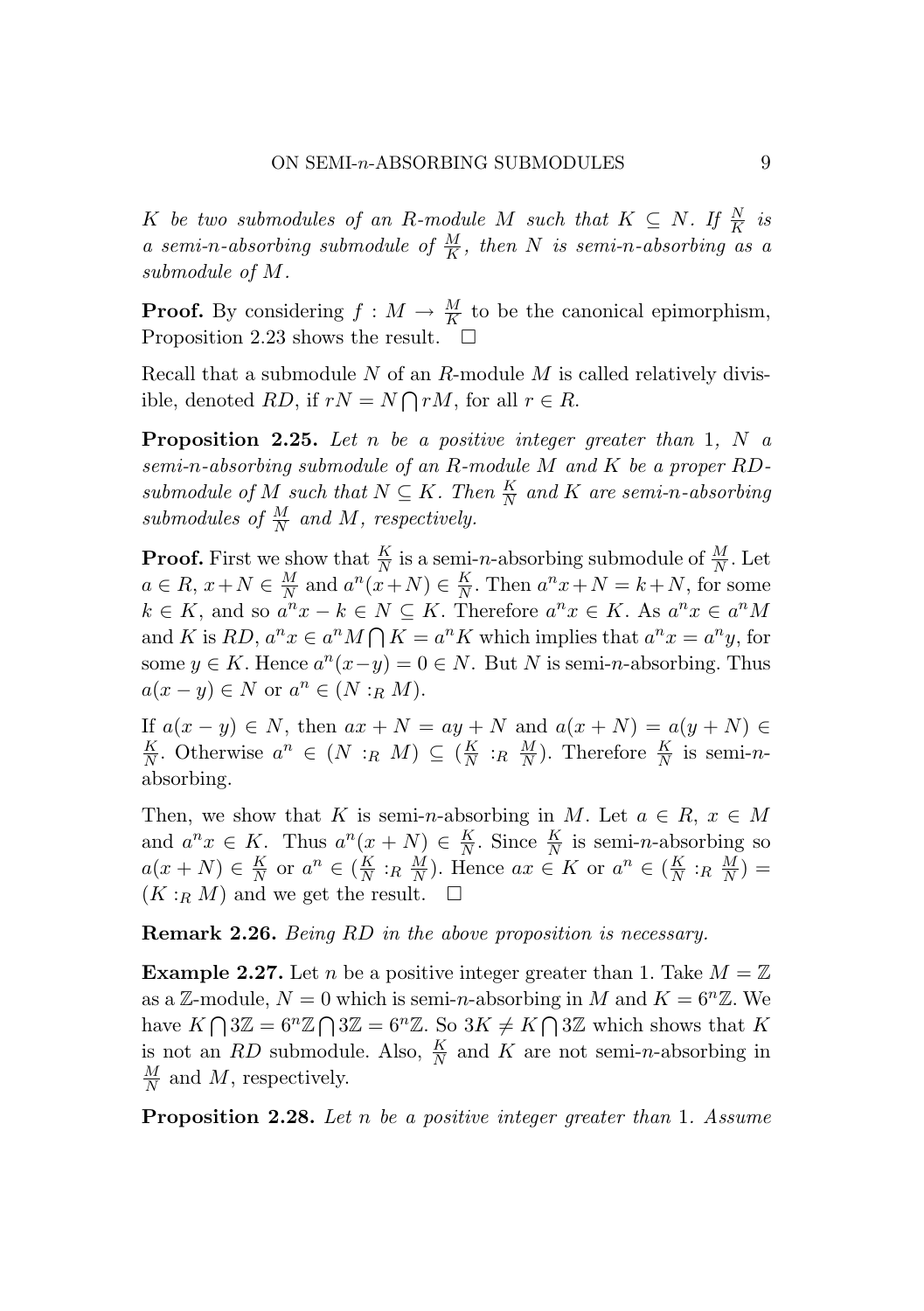*$K$ be two submodules of an $R$-module $M$ such that $K \subseteq N$. If $\frac{N}{K}$ is a semi-$n$-absorbing submodule of $\frac{M}{K}$, then $N$ is semi-$n$-absorbing as a submodule of $M$.*

**Proof.** By considering $f : M \to \frac{M}{K}$ to be the canonical epimorphism, Proposition 2.23 shows the result. $\square$

Recall that a submodule $N$ of an $R$-module $M$ is called relatively divisible, denoted $RD$, if $rN = N \bigcap rM$, for all $r \in R$.

**Proposition 2.25.** *Let $n$ be a positive integer greater than 1, $N$ a semi-$n$-absorbing submodule of an $R$-module $M$ and $K$ be a proper $RD$-submodule of $M$ such that $N \subseteq K$. Then $\frac{K}{N}$ and $K$ are semi-$n$-absorbing submodules of $\frac{M}{N}$ and $M$, respectively.*

**Proof.** First we show that $\frac{K}{N}$ is a semi-$n$-absorbing submodule of $\frac{M}{N}$. Let $a \in R$, $x + N \in \frac{M}{N}$ and $a^n(x+N) \in \frac{K}{N}$. Then $a^n x + N = k + N$, for some $k \in K$, and so $a^n x - k \in N \subseteq K$. Therefore $a^n x \in K$. As $a^n x \in a^n M$ and $K$ is $RD$, $a^n x \in a^n M \bigcap K = a^n K$ which implies that $a^n x = a^n y$, for some $y \in K$. Hence $a^n(x-y) = 0 \in N$. But $N$ is semi-$n$-absorbing. Thus $a(x-y) \in N$ or $a^n \in (N :_R M)$.

If $a(x-y) \in N$, then $ax + N = ay + N$ and $a(x+N) = a(y+N) \in \frac{K}{N}$. Otherwise $a^n \in (N :_R M) \subseteq (\frac{K}{N} :_R \frac{M}{N})$. Therefore $\frac{K}{N}$ is semi-$n$-absorbing.

Then, we show that $K$ is semi-$n$-absorbing in $M$. Let $a \in R$, $x \in M$ and $a^n x \in K$. Thus $a^n(x+N) \in \frac{K}{N}$. Since $\frac{K}{N}$ is semi-$n$-absorbing so $a(x+N) \in \frac{K}{N}$ or $a^n \in (\frac{K}{N} :_R \frac{M}{N})$. Hence $ax \in K$ or $a^n \in (\frac{K}{N} :_R \frac{M}{N}) = (K :_R M)$ and we get the result. $\square$

**Remark 2.26.** *Being $RD$ in the above proposition is necessary.*

**Example 2.27.** Let $n$ be a positive integer greater than 1. Take $M = \mathbb{Z}$ as a $\mathbb{Z}$-module, $N = 0$ which is semi-$n$-absorbing in $M$ and $K = 6^n\mathbb{Z}$. We have $K \bigcap 3\mathbb{Z} = 6^n\mathbb{Z} \bigcap 3\mathbb{Z} = 6^n\mathbb{Z}$. So $3K \neq K \bigcap 3\mathbb{Z}$ which shows that $K$ is not an $RD$ submodule. Also, $\frac{K}{N}$ and $K$ are not semi-$n$-absorbing in $\frac{M}{N}$ and $M$, respectively.

**Proposition 2.28.** *Let $n$ be a positive integer greater than 1. Assume*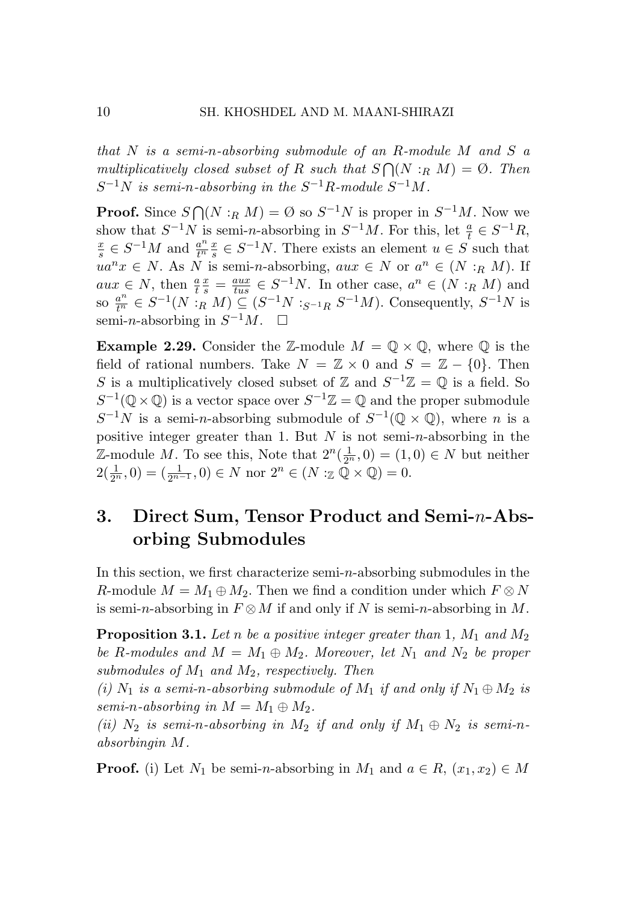*that $N$ is a semi-$n$-absorbing submodule of an $R$-module $M$ and $S$ a multiplicatively closed subset of $R$ such that $S\bigcap(N:_R M)=\emptyset$. Then $S^{-1}N$ is semi-$n$-absorbing in the $S^{-1}R$-module $S^{-1}M$.*

**Proof.** Since $S\bigcap(N:_R M)=\emptyset$ so $S^{-1}N$ is proper in $S^{-1}M$. Now we show that $S^{-1}N$ is semi-$n$-absorbing in $S^{-1}M$. For this, let $\frac{a}{t}\in S^{-1}R$, $\frac{x}{s}\in S^{-1}M$ and $\frac{a^n}{t^n}\frac{x}{s}\in S^{-1}N$. There exists an element $u\in S$ such that $ua^n x\in N$. As $N$ is semi-$n$-absorbing, $aux\in N$ or $a^n\in(N:_R M)$. If $aux\in N$, then $\frac{a}{t}\frac{x}{s}=\frac{aux}{tus}\in S^{-1}N$. In other case, $a^n\in(N:_R M)$ and so $\frac{a^n}{t^n}\in S^{-1}(N:_R M)\subseteq(S^{-1}N:_{S^{-1}R}S^{-1}M)$. Consequently, $S^{-1}N$ is semi-$n$-absorbing in $S^{-1}M$. □

**Example 2.29.** Consider the $\mathbb{Z}$-module $M=\mathbb{Q}\times\mathbb{Q}$, where $\mathbb{Q}$ is the field of rational numbers. Take $N=\mathbb{Z}\times 0$ and $S=\mathbb{Z}-\{0\}$. Then $S$ is a multiplicatively closed subset of $\mathbb{Z}$ and $S^{-1}\mathbb{Z}=\mathbb{Q}$ is a field. So $S^{-1}(\mathbb{Q}\times\mathbb{Q})$ is a vector space over $S^{-1}\mathbb{Z}=\mathbb{Q}$ and the proper submodule $S^{-1}N$ is a semi-$n$-absorbing submodule of $S^{-1}(\mathbb{Q}\times\mathbb{Q})$, where $n$ is a positive integer greater than 1. But $N$ is not semi-$n$-absorbing in the $\mathbb{Z}$-module $M$. To see this, Note that $2^n(\frac{1}{2^n},0)=(1,0)\in N$ but neither $2(\frac{1}{2^n},0)=(\frac{1}{2^{n-1}},0)\in N$ nor $2^n\in(N:_{\mathbb{Z}}\mathbb{Q}\times\mathbb{Q})=0$.

## 3. Direct Sum, Tensor Product and Semi-$n$-Absorbing Submodules

In this section, we first characterize semi-$n$-absorbing submodules in the $R$-module $M=M_1\oplus M_2$. Then we find a condition under which $F\otimes N$ is semi-$n$-absorbing in $F\otimes M$ if and only if $N$ is semi-$n$-absorbing in $M$.

**Proposition 3.1.** *Let $n$ be a positive integer greater than 1, $M_1$ and $M_2$ be $R$-modules and $M=M_1\oplus M_2$. Moreover, let $N_1$ and $N_2$ be proper submodules of $M_1$ and $M_2$, respectively. Then*
*(i) $N_1$ is a semi-$n$-absorbing submodule of $M_1$ if and only if $N_1\oplus M_2$ is semi-$n$-absorbing in $M=M_1\oplus M_2$.*
*(ii) $N_2$ is semi-$n$-absorbing in $M_2$ if and only if $M_1\oplus N_2$ is semi-$n$-absorbingin $M$.*

**Proof.** (i) Let $N_1$ be semi-$n$-absorbing in $M_1$ and $a\in R$, $(x_1,x_2)\in M$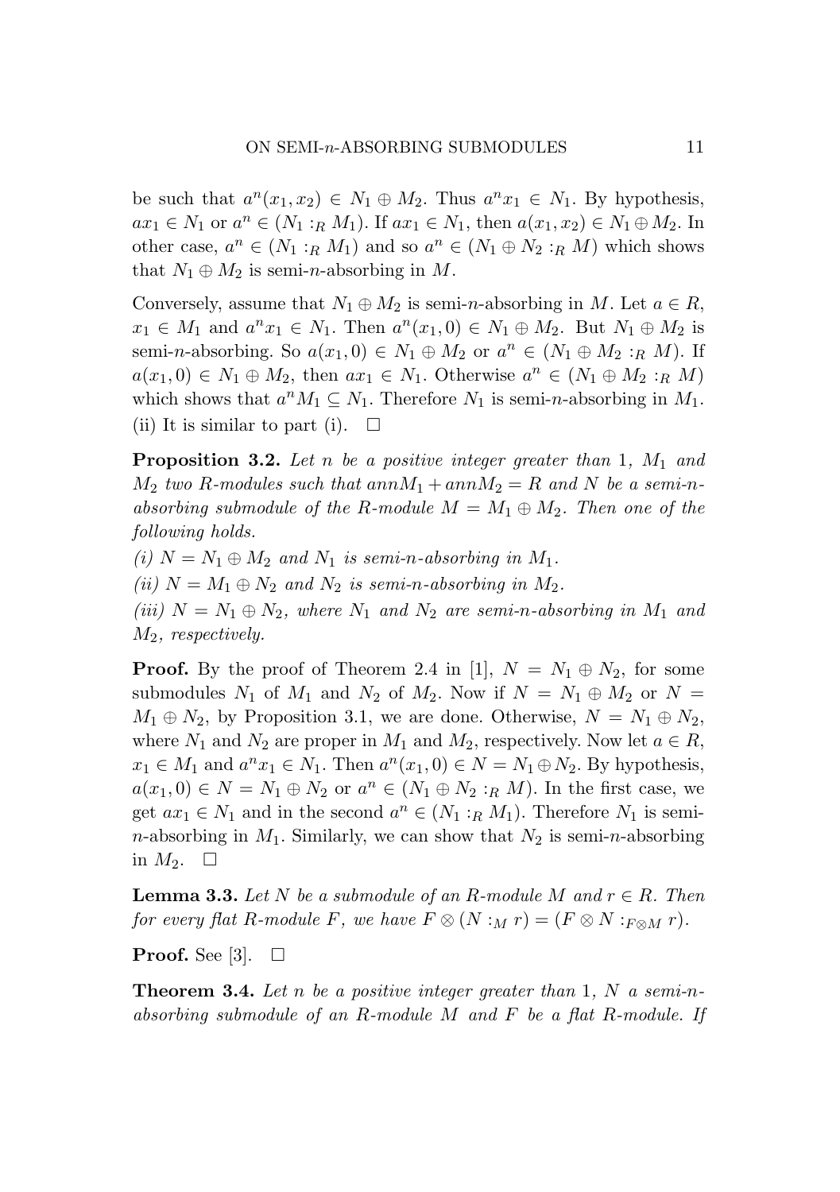be such that $a^n(x_1, x_2) \in N_1 \oplus M_2$. Thus $a^n x_1 \in N_1$. By hypothesis, $ax_1 \in N_1$ or $a^n \in (N_1 :_R M_1)$. If $ax_1 \in N_1$, then $a(x_1, x_2) \in N_1 \oplus M_2$. In other case, $a^n \in (N_1 :_R M_1)$ and so $a^n \in (N_1 \oplus N_2 :_R M)$ which shows that $N_1 \oplus M_2$ is semi-$n$-absorbing in $M$.

Conversely, assume that $N_1 \oplus M_2$ is semi-$n$-absorbing in $M$. Let $a \in R$, $x_1 \in M_1$ and $a^n x_1 \in N_1$. Then $a^n(x_1, 0) \in N_1 \oplus M_2$. But $N_1 \oplus M_2$ is semi-$n$-absorbing. So $a(x_1, 0) \in N_1 \oplus M_2$ or $a^n \in (N_1 \oplus M_2 :_R M)$. If $a(x_1, 0) \in N_1 \oplus M_2$, then $ax_1 \in N_1$. Otherwise $a^n \in (N_1 \oplus M_2 :_R M)$ which shows that $a^n M_1 \subseteq N_1$. Therefore $N_1$ is semi-$n$-absorbing in $M_1$.
(ii) It is similar to part (i). □

**Proposition 3.2.** *Let $n$ be a positive integer greater than 1, $M_1$ and $M_2$ two $R$-modules such that $annM_1 + annM_2 = R$ and $N$ be a semi-$n$-absorbing submodule of the $R$-module $M = M_1 \oplus M_2$. Then one of the following holds.*

*(i) $N = N_1 \oplus M_2$ and $N_1$ is semi-$n$-absorbing in $M_1$.*

*(ii) $N = M_1 \oplus N_2$ and $N_2$ is semi-$n$-absorbing in $M_2$.*

*(iii) $N = N_1 \oplus N_2$, where $N_1$ and $N_2$ are semi-$n$-absorbing in $M_1$ and $M_2$, respectively.*

**Proof.** By the proof of Theorem 2.4 in [1], $N = N_1 \oplus N_2$, for some submodules $N_1$ of $M_1$ and $N_2$ of $M_2$. Now if $N = N_1 \oplus M_2$ or $N = M_1 \oplus N_2$, by Proposition 3.1, we are done. Otherwise, $N = N_1 \oplus N_2$, where $N_1$ and $N_2$ are proper in $M_1$ and $M_2$, respectively. Now let $a \in R$, $x_1 \in M_1$ and $a^n x_1 \in N_1$. Then $a^n(x_1, 0) \in N = N_1 \oplus N_2$. By hypothesis, $a(x_1, 0) \in N = N_1 \oplus N_2$ or $a^n \in (N_1 \oplus N_2 :_R M)$. In the first case, we get $ax_1 \in N_1$ and in the second $a^n \in (N_1 :_R M_1)$. Therefore $N_1$ is semi-$n$-absorbing in $M_1$. Similarly, we can show that $N_2$ is semi-$n$-absorbing in $M_2$. □

**Lemma 3.3.** *Let $N$ be a submodule of an $R$-module $M$ and $r \in R$. Then for every flat $R$-module $F$, we have $F \otimes (N :_M r) = (F \otimes N :_{F \otimes M} r)$.*

**Proof.** See [3]. □

**Theorem 3.4.** *Let $n$ be a positive integer greater than 1, $N$ a semi-$n$-absorbing submodule of an $R$-module $M$ and $F$ be a flat $R$-module. If*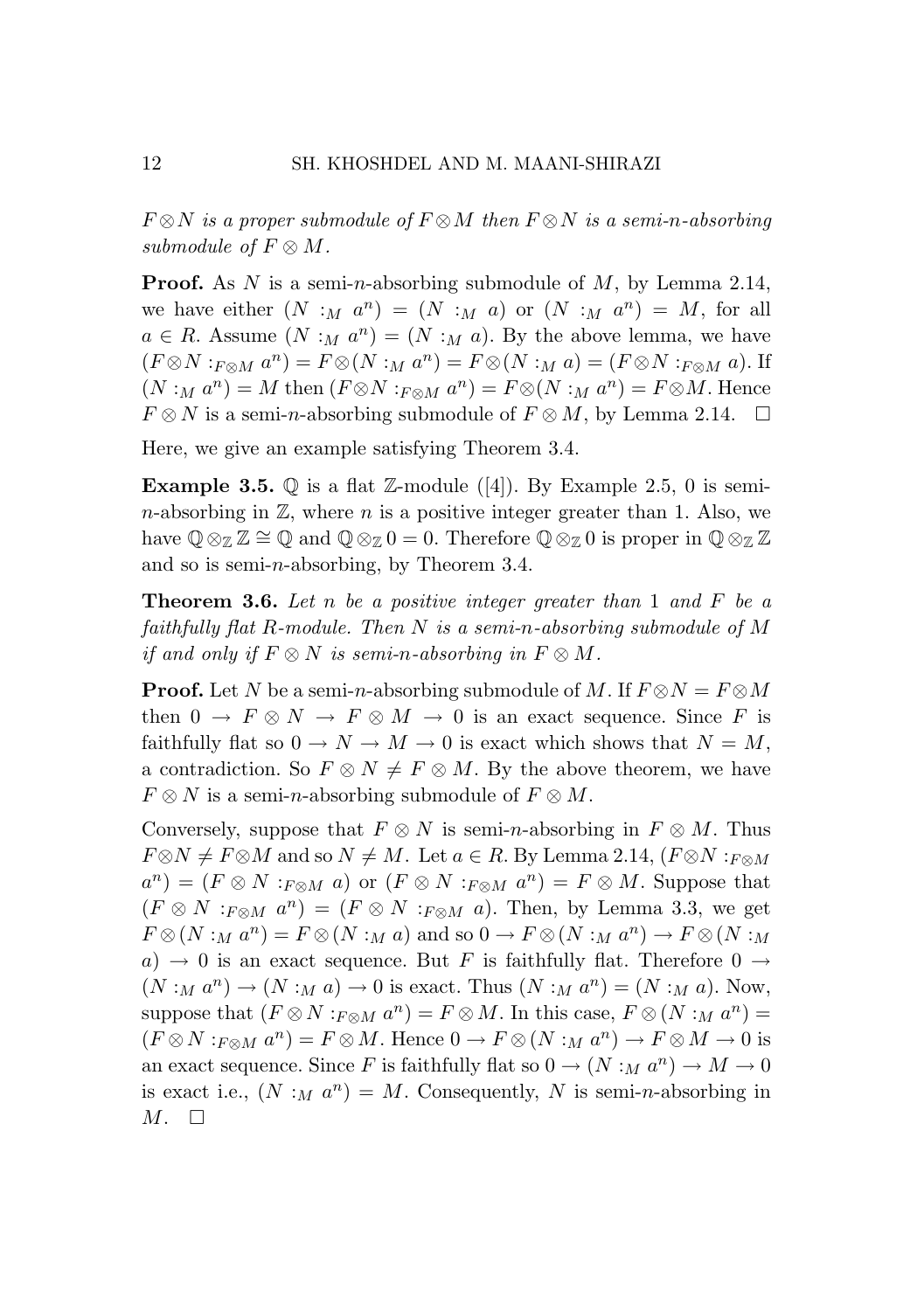*$F \otimes N$ is a proper submodule of $F \otimes M$ then $F \otimes N$ is a semi-$n$-absorbing submodule of $F \otimes M$.*

**Proof.** As $N$ is a semi-$n$-absorbing submodule of $M$, by Lemma 2.14, we have either $(N :_M a^n) = (N :_M a)$ or $(N :_M a^n) = M$, for all $a \in R$. Assume $(N :_M a^n) = (N :_M a)$. By the above lemma, we have $(F \otimes N :_{F \otimes M} a^n) = F \otimes (N :_M a^n) = F \otimes (N :_M a) = (F \otimes N :_{F \otimes M} a)$. If $(N :_M a^n) = M$ then $(F \otimes N :_{F \otimes M} a^n) = F \otimes (N :_M a^n) = F \otimes M$. Hence $F \otimes N$ is a semi-$n$-absorbing submodule of $F \otimes M$, by Lemma 2.14. $\square$

Here, we give an example satisfying Theorem 3.4.

**Example 3.5.** $\mathbb{Q}$ is a flat $\mathbb{Z}$-module ([4]). By Example 2.5, 0 is semi-$n$-absorbing in $\mathbb{Z}$, where $n$ is a positive integer greater than 1. Also, we have $\mathbb{Q} \otimes_{\mathbb{Z}} \mathbb{Z} \cong \mathbb{Q}$ and $\mathbb{Q} \otimes_{\mathbb{Z}} 0 = 0$. Therefore $\mathbb{Q} \otimes_{\mathbb{Z}} 0$ is proper in $\mathbb{Q} \otimes_{\mathbb{Z}} \mathbb{Z}$ and so is semi-$n$-absorbing, by Theorem 3.4.

**Theorem 3.6.** *Let $n$ be a positive integer greater than 1 and $F$ be a faithfully flat $R$-module. Then $N$ is a semi-$n$-absorbing submodule of $M$ if and only if $F \otimes N$ is semi-$n$-absorbing in $F \otimes M$.*

**Proof.** Let $N$ be a semi-$n$-absorbing submodule of $M$. If $F \otimes N = F \otimes M$ then $0 \to F \otimes N \to F \otimes M \to 0$ is an exact sequence. Since $F$ is faithfully flat so $0 \to N \to M \to 0$ is exact which shows that $N = M$, a contradiction. So $F \otimes N \neq F \otimes M$. By the above theorem, we have $F \otimes N$ is a semi-$n$-absorbing submodule of $F \otimes M$.

Conversely, suppose that $F \otimes N$ is semi-$n$-absorbing in $F \otimes M$. Thus $F \otimes N \neq F \otimes M$ and so $N \neq M$. Let $a \in R$. By Lemma 2.14, $(F \otimes N :_{F \otimes M} a^n) = (F \otimes N :_{F \otimes M} a)$ or $(F \otimes N :_{F \otimes M} a^n) = F \otimes M$. Suppose that $(F \otimes N :_{F \otimes M} a^n) = (F \otimes N :_{F \otimes M} a)$. Then, by Lemma 3.3, we get $F \otimes (N :_M a^n) = F \otimes (N :_M a)$ and so $0 \to F \otimes (N :_M a^n) \to F \otimes (N :_M a) \to 0$ is an exact sequence. But $F$ is faithfully flat. Therefore $0 \to (N :_M a^n) \to (N :_M a) \to 0$ is exact. Thus $(N :_M a^n) = (N :_M a)$. Now, suppose that $(F \otimes N :_{F \otimes M} a^n) = F \otimes M$. In this case, $F \otimes (N :_M a^n) = (F \otimes N :_{F \otimes M} a^n) = F \otimes M$. Hence $0 \to F \otimes (N :_M a^n) \to F \otimes M \to 0$ is an exact sequence. Since $F$ is faithfully flat so $0 \to (N :_M a^n) \to M \to 0$ is exact i.e., $(N :_M a^n) = M$. Consequently, $N$ is semi-$n$-absorbing in $M$. $\square$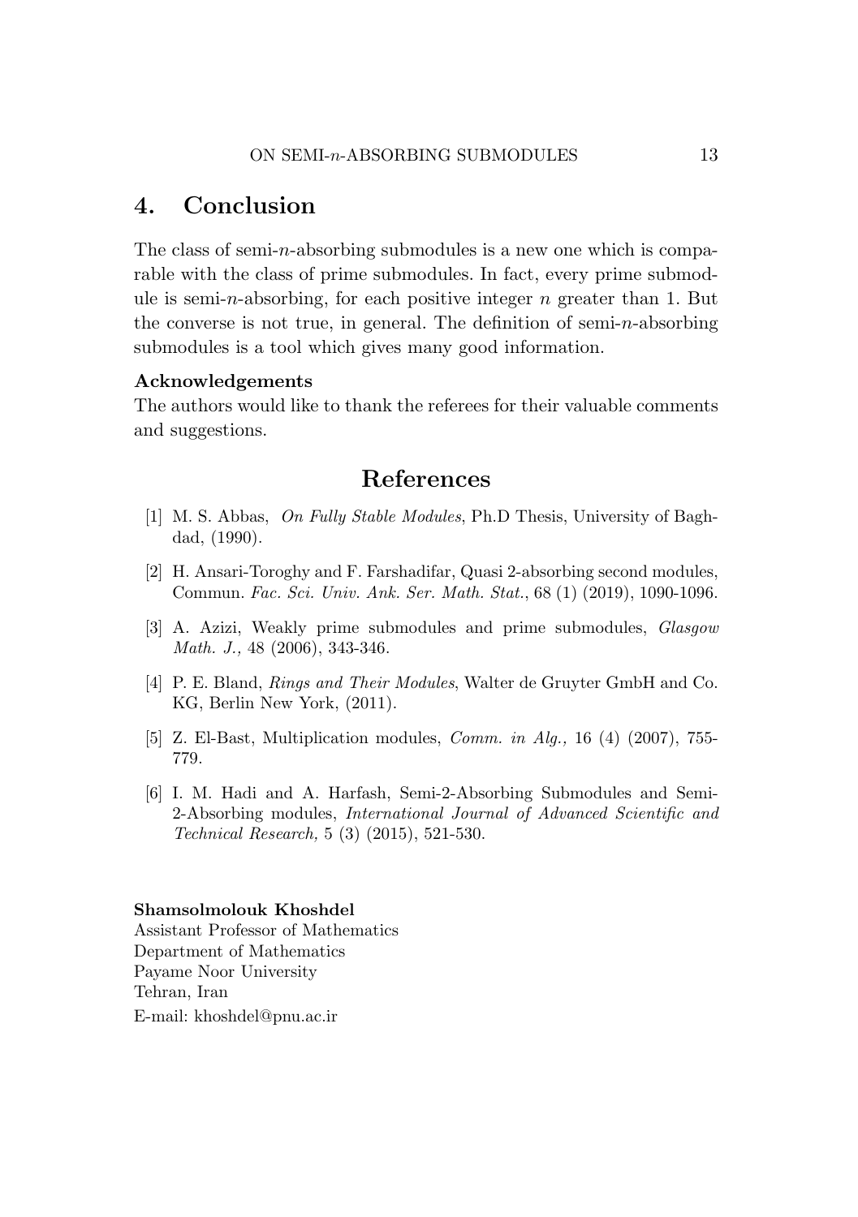## 4. Conclusion

The class of semi-$n$-absorbing submodules is a new one which is comparable with the class of prime submodules. In fact, every prime submodule is semi-$n$-absorbing, for each positive integer $n$ greater than 1. But the converse is not true, in general. The definition of semi-$n$-absorbing submodules is a tool which gives many good information.

**Acknowledgements**
The authors would like to thank the referees for their valuable comments and suggestions.

# References

[1] M. S. Abbas, *On Fully Stable Modules*, Ph.D Thesis, University of Baghdad, (1990).

[2] H. Ansari-Toroghy and F. Farshadifar, Quasi 2-absorbing second modules, Commun. *Fac. Sci. Univ. Ank. Ser. Math. Stat.*, 68 (1) (2019), 1090-1096.

[3] A. Azizi, Weakly prime submodules and prime submodules, *Glasgow Math. J.,* 48 (2006), 343-346.

[4] P. E. Bland, *Rings and Their Modules*, Walter de Gruyter GmbH and Co. KG, Berlin New York, (2011).

[5] Z. El-Bast, Multiplication modules, *Comm. in Alg.,* 16 (4) (2007), 755-779.

[6] I. M. Hadi and A. Harfash, Semi-2-Absorbing Submodules and Semi-2-Absorbing modules, *International Journal of Advanced Scientific and Technical Research,* 5 (3) (2015), 521-530.

**Shamsolmolouk Khoshdel**
Assistant Professor of Mathematics
Department of Mathematics
Payame Noor University
Tehran, Iran
E-mail: khoshdel@pnu.ac.ir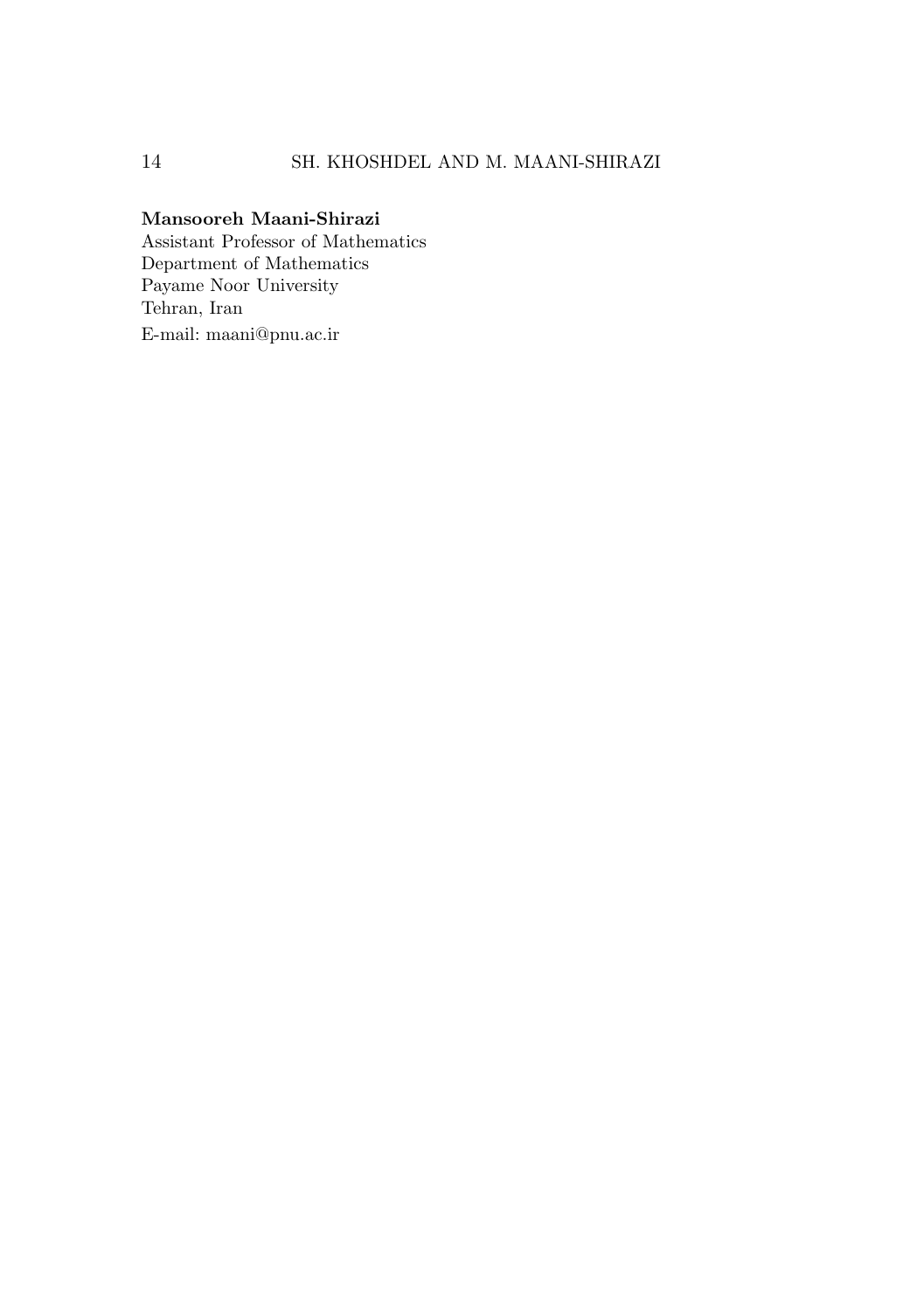**Mansooreh Maani-Shirazi**
Assistant Professor of Mathematics
Department of Mathematics
Payame Noor University
Tehran, Iran
E-mail: maani@pnu.ac.ir